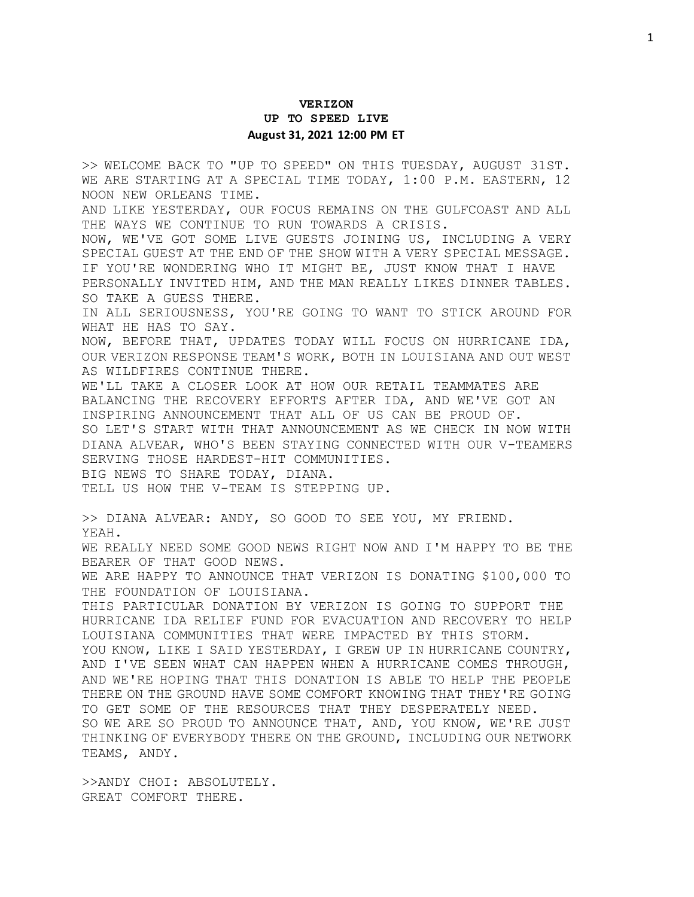**VERIZON**
**UP TO SPEED LIVE**
**August 31, 2021 12:00 PM ET**

>> WELCOME BACK TO "UP TO SPEED" ON THIS TUESDAY, AUGUST 31ST. WE ARE STARTING AT A SPECIAL TIME TODAY, 1:00 P.M. EASTERN, 12 NOON NEW ORLEANS TIME.
AND LIKE YESTERDAY, OUR FOCUS REMAINS ON THE GULFCOAST AND ALL THE WAYS WE CONTINUE TO RUN TOWARDS A CRISIS.
NOW, WE'VE GOT SOME LIVE GUESTS JOINING US, INCLUDING A VERY SPECIAL GUEST AT THE END OF THE SHOW WITH A VERY SPECIAL MESSAGE.
IF YOU'RE WONDERING WHO IT MIGHT BE, JUST KNOW THAT I HAVE PERSONALLY INVITED HIM, AND THE MAN REALLY LIKES DINNER TABLES.
SO TAKE A GUESS THERE.
IN ALL SERIOUSNESS, YOU'RE GOING TO WANT TO STICK AROUND FOR WHAT HE HAS TO SAY.
NOW, BEFORE THAT, UPDATES TODAY WILL FOCUS ON HURRICANE IDA, OUR VERIZON RESPONSE TEAM'S WORK, BOTH IN LOUISIANA AND OUT WEST AS WILDFIRES CONTINUE THERE.
WE'LL TAKE A CLOSER LOOK AT HOW OUR RETAIL TEAMMATES ARE BALANCING THE RECOVERY EFFORTS AFTER IDA, AND WE'VE GOT AN INSPIRING ANNOUNCEMENT THAT ALL OF US CAN BE PROUD OF.
SO LET'S START WITH THAT ANNOUNCEMENT AS WE CHECK IN NOW WITH DIANA ALVEAR, WHO'S BEEN STAYING CONNECTED WITH OUR V-TEAMERS SERVING THOSE HARDEST-HIT COMMUNITIES.
BIG NEWS TO SHARE TODAY, DIANA.
TELL US HOW THE V-TEAM IS STEPPING UP.

>> DIANA ALVEAR: ANDY, SO GOOD TO SEE YOU, MY FRIEND.
YEAH.
WE REALLY NEED SOME GOOD NEWS RIGHT NOW AND I'M HAPPY TO BE THE BEARER OF THAT GOOD NEWS.
WE ARE HAPPY TO ANNOUNCE THAT VERIZON IS DONATING $100,000 TO THE FOUNDATION OF LOUISIANA.
THIS PARTICULAR DONATION BY VERIZON IS GOING TO SUPPORT THE HURRICANE IDA RELIEF FUND FOR EVACUATION AND RECOVERY TO HELP LOUISIANA COMMUNITIES THAT WERE IMPACTED BY THIS STORM.
YOU KNOW, LIKE I SAID YESTERDAY, I GREW UP IN HURRICANE COUNTRY, AND I'VE SEEN WHAT CAN HAPPEN WHEN A HURRICANE COMES THROUGH, AND WE'RE HOPING THAT THIS DONATION IS ABLE TO HELP THE PEOPLE THERE ON THE GROUND HAVE SOME COMFORT KNOWING THAT THEY'RE GOING TO GET SOME OF THE RESOURCES THAT THEY DESPERATELY NEED.
SO WE ARE SO PROUD TO ANNOUNCE THAT, AND, YOU KNOW, WE'RE JUST THINKING OF EVERYBODY THERE ON THE GROUND, INCLUDING OUR NETWORK TEAMS, ANDY.

>>ANDY CHOI: ABSOLUTELY.
GREAT COMFORT THERE.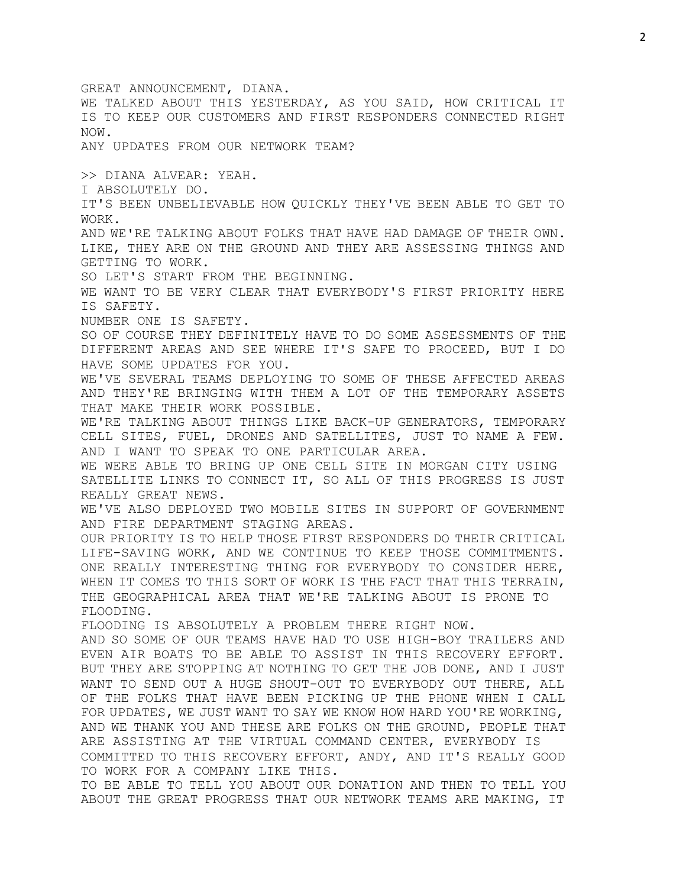GREAT ANNOUNCEMENT, DIANA.

WE TALKED ABOUT THIS YESTERDAY, AS YOU SAID, HOW CRITICAL IT IS TO KEEP OUR CUSTOMERS AND FIRST RESPONDERS CONNECTED RIGHT NOW.

ANY UPDATES FROM OUR NETWORK TEAM?

>> DIANA ALVEAR: YEAH.

I ABSOLUTELY DO.

IT'S BEEN UNBELIEVABLE HOW QUICKLY THEY'VE BEEN ABLE TO GET TO WORK.

AND WE'RE TALKING ABOUT FOLKS THAT HAVE HAD DAMAGE OF THEIR OWN.

LIKE, THEY ARE ON THE GROUND AND THEY ARE ASSESSING THINGS AND GETTING TO WORK.

SO LET'S START FROM THE BEGINNING.

WE WANT TO BE VERY CLEAR THAT EVERYBODY'S FIRST PRIORITY HERE IS SAFETY.

NUMBER ONE IS SAFETY.

SO OF COURSE THEY DEFINITELY HAVE TO DO SOME ASSESSMENTS OF THE DIFFERENT AREAS AND SEE WHERE IT'S SAFE TO PROCEED, BUT I DO HAVE SOME UPDATES FOR YOU.

WE'VE SEVERAL TEAMS DEPLOYING TO SOME OF THESE AFFECTED AREAS AND THEY'RE BRINGING WITH THEM A LOT OF THE TEMPORARY ASSETS THAT MAKE THEIR WORK POSSIBLE.

WE'RE TALKING ABOUT THINGS LIKE BACK-UP GENERATORS, TEMPORARY CELL SITES, FUEL, DRONES AND SATELLITES, JUST TO NAME A FEW.

AND I WANT TO SPEAK TO ONE PARTICULAR AREA.

WE WERE ABLE TO BRING UP ONE CELL SITE IN MORGAN CITY USING SATELLITE LINKS TO CONNECT IT, SO ALL OF THIS PROGRESS IS JUST REALLY GREAT NEWS.

WE'VE ALSO DEPLOYED TWO MOBILE SITES IN SUPPORT OF GOVERNMENT AND FIRE DEPARTMENT STAGING AREAS.

OUR PRIORITY IS TO HELP THOSE FIRST RESPONDERS DO THEIR CRITICAL LIFE-SAVING WORK, AND WE CONTINUE TO KEEP THOSE COMMITMENTS.

ONE REALLY INTERESTING THING FOR EVERYBODY TO CONSIDER HERE, WHEN IT COMES TO THIS SORT OF WORK IS THE FACT THAT THIS TERRAIN, THE GEOGRAPHICAL AREA THAT WE'RE TALKING ABOUT IS PRONE TO FLOODING.

FLOODING IS ABSOLUTELY A PROBLEM THERE RIGHT NOW.

AND SO SOME OF OUR TEAMS HAVE HAD TO USE HIGH-BOY TRAILERS AND EVEN AIR BOATS TO BE ABLE TO ASSIST IN THIS RECOVERY EFFORT.

BUT THEY ARE STOPPING AT NOTHING TO GET THE JOB DONE, AND I JUST WANT TO SEND OUT A HUGE SHOUT-OUT TO EVERYBODY OUT THERE, ALL OF THE FOLKS THAT HAVE BEEN PICKING UP THE PHONE WHEN I CALL FOR UPDATES, WE JUST WANT TO SAY WE KNOW HOW HARD YOU'RE WORKING, AND WE THANK YOU AND THESE ARE FOLKS ON THE GROUND, PEOPLE THAT ARE ASSISTING AT THE VIRTUAL COMMAND CENTER, EVERYBODY IS COMMITTED TO THIS RECOVERY EFFORT, ANDY, AND IT'S REALLY GOOD TO WORK FOR A COMPANY LIKE THIS.

TO BE ABLE TO TELL YOU ABOUT OUR DONATION AND THEN TO TELL YOU ABOUT THE GREAT PROGRESS THAT OUR NETWORK TEAMS ARE MAKING, IT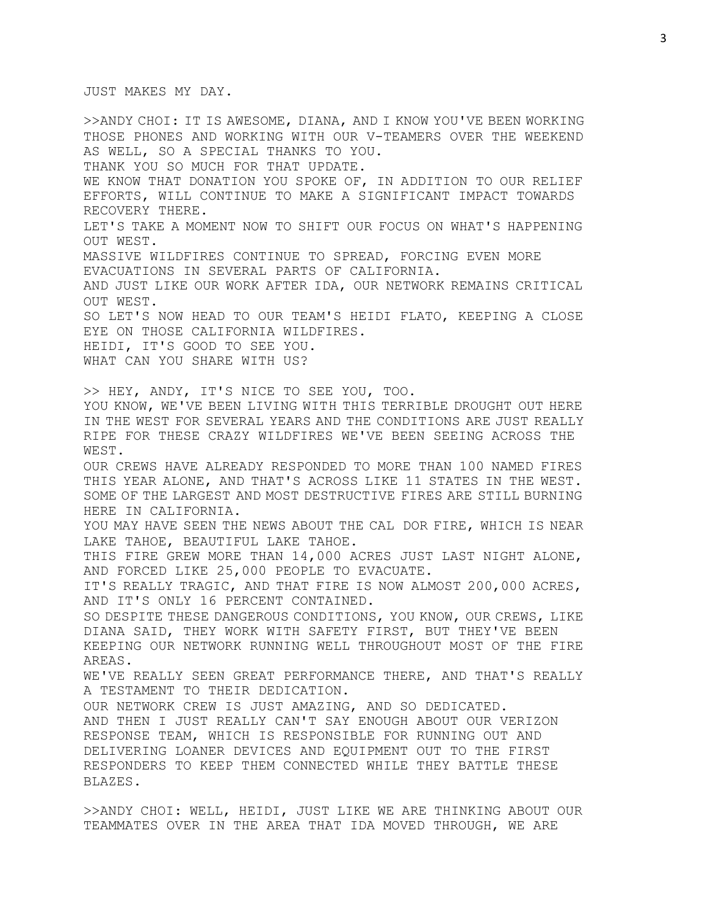JUST MAKES MY DAY.

>>ANDY CHOI: IT IS AWESOME, DIANA, AND I KNOW YOU'VE BEEN WORKING THOSE PHONES AND WORKING WITH OUR V-TEAMERS OVER THE WEEKEND AS WELL, SO A SPECIAL THANKS TO YOU.
THANK YOU SO MUCH FOR THAT UPDATE.
WE KNOW THAT DONATION YOU SPOKE OF, IN ADDITION TO OUR RELIEF EFFORTS, WILL CONTINUE TO MAKE A SIGNIFICANT IMPACT TOWARDS RECOVERY THERE.
LET'S TAKE A MOMENT NOW TO SHIFT OUR FOCUS ON WHAT'S HAPPENING OUT WEST.
MASSIVE WILDFIRES CONTINUE TO SPREAD, FORCING EVEN MORE EVACUATIONS IN SEVERAL PARTS OF CALIFORNIA.
AND JUST LIKE OUR WORK AFTER IDA, OUR NETWORK REMAINS CRITICAL OUT WEST.
SO LET'S NOW HEAD TO OUR TEAM'S HEIDI FLATO, KEEPING A CLOSE EYE ON THOSE CALIFORNIA WILDFIRES.
HEIDI, IT'S GOOD TO SEE YOU.
WHAT CAN YOU SHARE WITH US?

>> HEY, ANDY, IT'S NICE TO SEE YOU, TOO.
YOU KNOW, WE'VE BEEN LIVING WITH THIS TERRIBLE DROUGHT OUT HERE IN THE WEST FOR SEVERAL YEARS AND THE CONDITIONS ARE JUST REALLY RIPE FOR THESE CRAZY WILDFIRES WE'VE BEEN SEEING ACROSS THE WEST.
OUR CREWS HAVE ALREADY RESPONDED TO MORE THAN 100 NAMED FIRES THIS YEAR ALONE, AND THAT'S ACROSS LIKE 11 STATES IN THE WEST.
SOME OF THE LARGEST AND MOST DESTRUCTIVE FIRES ARE STILL BURNING HERE IN CALIFORNIA.
YOU MAY HAVE SEEN THE NEWS ABOUT THE CAL DOR FIRE, WHICH IS NEAR LAKE TAHOE, BEAUTIFUL LAKE TAHOE.
THIS FIRE GREW MORE THAN 14,000 ACRES JUST LAST NIGHT ALONE, AND FORCED LIKE 25,000 PEOPLE TO EVACUATE.
IT'S REALLY TRAGIC, AND THAT FIRE IS NOW ALMOST 200,000 ACRES, AND IT'S ONLY 16 PERCENT CONTAINED.
SO DESPITE THESE DANGEROUS CONDITIONS, YOU KNOW, OUR CREWS, LIKE DIANA SAID, THEY WORK WITH SAFETY FIRST, BUT THEY'VE BEEN KEEPING OUR NETWORK RUNNING WELL THROUGHOUT MOST OF THE FIRE AREAS.
WE'VE REALLY SEEN GREAT PERFORMANCE THERE, AND THAT'S REALLY A TESTAMENT TO THEIR DEDICATION.
OUR NETWORK CREW IS JUST AMAZING, AND SO DEDICATED.
AND THEN I JUST REALLY CAN'T SAY ENOUGH ABOUT OUR VERIZON RESPONSE TEAM, WHICH IS RESPONSIBLE FOR RUNNING OUT AND DELIVERING LOANER DEVICES AND EQUIPMENT OUT TO THE FIRST RESPONDERS TO KEEP THEM CONNECTED WHILE THEY BATTLE THESE BLAZES.

>>ANDY CHOI: WELL, HEIDI, JUST LIKE WE ARE THINKING ABOUT OUR TEAMMATES OVER IN THE AREA THAT IDA MOVED THROUGH, WE ARE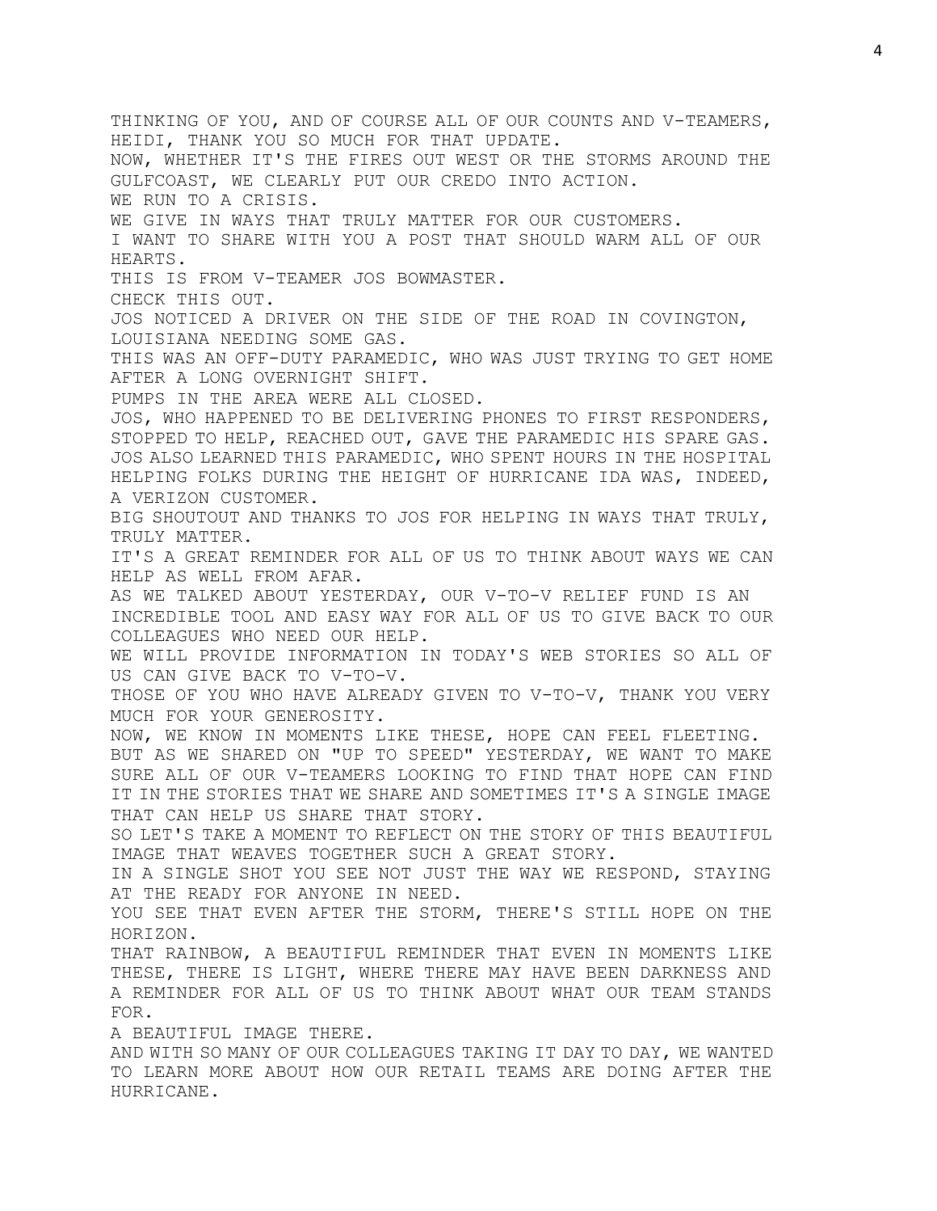THINKING OF YOU, AND OF COURSE ALL OF OUR COUNTS AND V-TEAMERS, HEIDI, THANK YOU SO MUCH FOR THAT UPDATE.

NOW, WHETHER IT'S THE FIRES OUT WEST OR THE STORMS AROUND THE GULFCOAST, WE CLEARLY PUT OUR CREDO INTO ACTION.

WE RUN TO A CRISIS.

WE GIVE IN WAYS THAT TRULY MATTER FOR OUR CUSTOMERS.

I WANT TO SHARE WITH YOU A POST THAT SHOULD WARM ALL OF OUR HEARTS.

THIS IS FROM V-TEAMER JOS BOWMASTER.

CHECK THIS OUT.

JOS NOTICED A DRIVER ON THE SIDE OF THE ROAD IN COVINGTON, LOUISIANA NEEDING SOME GAS.

THIS WAS AN OFF-DUTY PARAMEDIC, WHO WAS JUST TRYING TO GET HOME AFTER A LONG OVERNIGHT SHIFT.

PUMPS IN THE AREA WERE ALL CLOSED.

JOS, WHO HAPPENED TO BE DELIVERING PHONES TO FIRST RESPONDERS, STOPPED TO HELP, REACHED OUT, GAVE THE PARAMEDIC HIS SPARE GAS.

JOS ALSO LEARNED THIS PARAMEDIC, WHO SPENT HOURS IN THE HOSPITAL HELPING FOLKS DURING THE HEIGHT OF HURRICANE IDA WAS, INDEED, A VERIZON CUSTOMER.

BIG SHOUTOUT AND THANKS TO JOS FOR HELPING IN WAYS THAT TRULY, TRULY MATTER.

IT'S A GREAT REMINDER FOR ALL OF US TO THINK ABOUT WAYS WE CAN HELP AS WELL FROM AFAR.

AS WE TALKED ABOUT YESTERDAY, OUR V-TO-V RELIEF FUND IS AN INCREDIBLE TOOL AND EASY WAY FOR ALL OF US TO GIVE BACK TO OUR COLLEAGUES WHO NEED OUR HELP.

WE WILL PROVIDE INFORMATION IN TODAY'S WEB STORIES SO ALL OF US CAN GIVE BACK TO V-TO-V.

THOSE OF YOU WHO HAVE ALREADY GIVEN TO V-TO-V, THANK YOU VERY MUCH FOR YOUR GENEROSITY.

NOW, WE KNOW IN MOMENTS LIKE THESE, HOPE CAN FEEL FLEETING.

BUT AS WE SHARED ON "UP TO SPEED" YESTERDAY, WE WANT TO MAKE SURE ALL OF OUR V-TEAMERS LOOKING TO FIND THAT HOPE CAN FIND IT IN THE STORIES THAT WE SHARE AND SOMETIMES IT'S A SINGLE IMAGE THAT CAN HELP US SHARE THAT STORY.

SO LET'S TAKE A MOMENT TO REFLECT ON THE STORY OF THIS BEAUTIFUL IMAGE THAT WEAVES TOGETHER SUCH A GREAT STORY.

IN A SINGLE SHOT YOU SEE NOT JUST THE WAY WE RESPOND, STAYING AT THE READY FOR ANYONE IN NEED.

YOU SEE THAT EVEN AFTER THE STORM, THERE'S STILL HOPE ON THE HORIZON.

THAT RAINBOW, A BEAUTIFUL REMINDER THAT EVEN IN MOMENTS LIKE THESE, THERE IS LIGHT, WHERE THERE MAY HAVE BEEN DARKNESS AND A REMINDER FOR ALL OF US TO THINK ABOUT WHAT OUR TEAM STANDS FOR.

A BEAUTIFUL IMAGE THERE.

AND WITH SO MANY OF OUR COLLEAGUES TAKING IT DAY TO DAY, WE WANTED TO LEARN MORE ABOUT HOW OUR RETAIL TEAMS ARE DOING AFTER THE HURRICANE.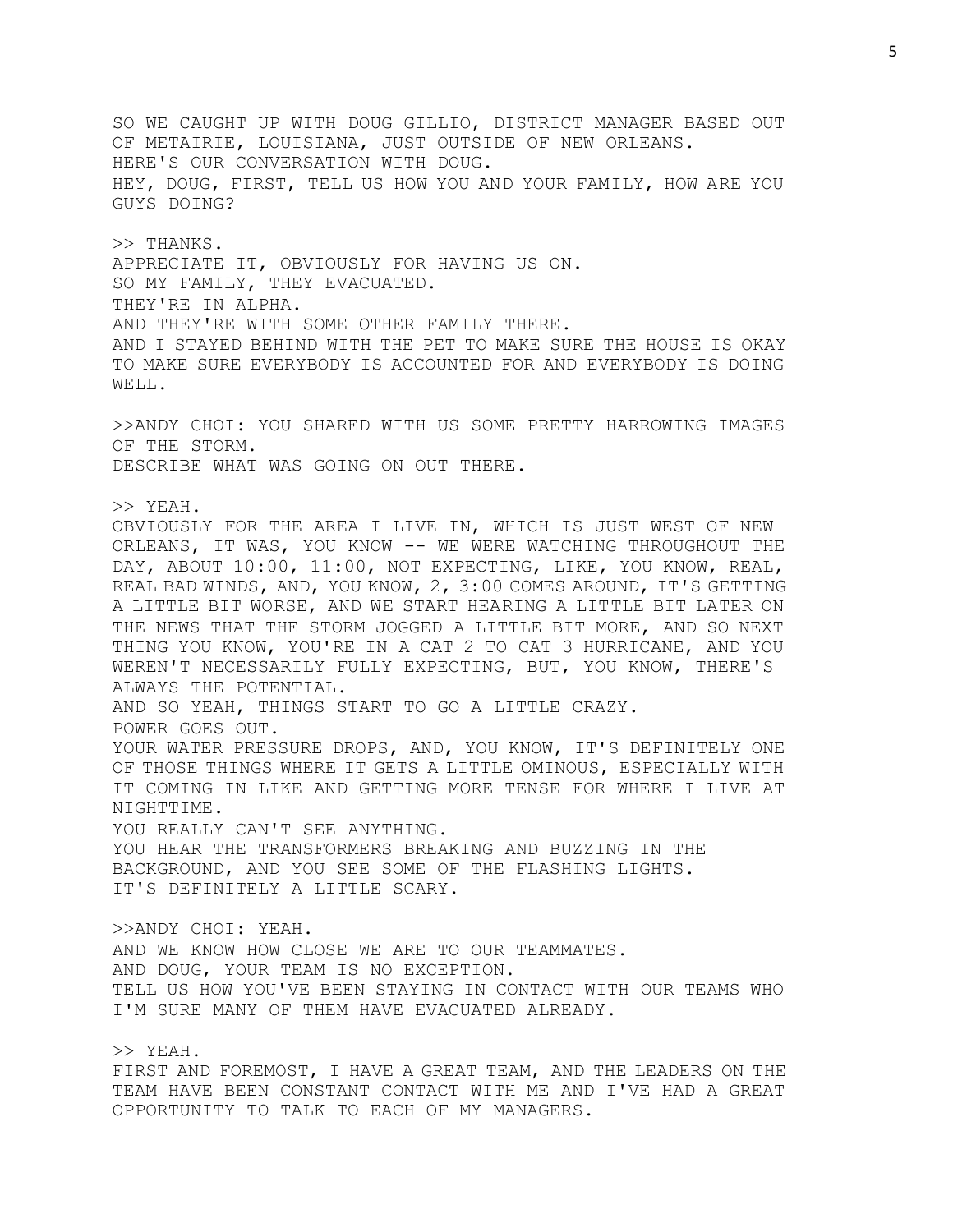SO WE CAUGHT UP WITH DOUG GILLIO, DISTRICT MANAGER BASED OUT OF METAIRIE, LOUISIANA, JUST OUTSIDE OF NEW ORLEANS.
HERE'S OUR CONVERSATION WITH DOUG.
HEY, DOUG, FIRST, TELL US HOW YOU AND YOUR FAMILY, HOW ARE YOU GUYS DOING?

>> THANKS.
APPRECIATE IT, OBVIOUSLY FOR HAVING US ON.
SO MY FAMILY, THEY EVACUATED.
THEY'RE IN ALPHA.
AND THEY'RE WITH SOME OTHER FAMILY THERE.
AND I STAYED BEHIND WITH THE PET TO MAKE SURE THE HOUSE IS OKAY TO MAKE SURE EVERYBODY IS ACCOUNTED FOR AND EVERYBODY IS DOING WELL.

>>ANDY CHOI: YOU SHARED WITH US SOME PRETTY HARROWING IMAGES OF THE STORM.
DESCRIBE WHAT WAS GOING ON OUT THERE.

>> YEAH.
OBVIOUSLY FOR THE AREA I LIVE IN, WHICH IS JUST WEST OF NEW ORLEANS, IT WAS, YOU KNOW -- WE WERE WATCHING THROUGHOUT THE DAY, ABOUT 10:00, 11:00, NOT EXPECTING, LIKE, YOU KNOW, REAL, REAL BAD WINDS, AND, YOU KNOW, 2, 3:00 COMES AROUND, IT'S GETTING A LITTLE BIT WORSE, AND WE START HEARING A LITTLE BIT LATER ON THE NEWS THAT THE STORM JOGGED A LITTLE BIT MORE, AND SO NEXT THING YOU KNOW, YOU'RE IN A CAT 2 TO CAT 3 HURRICANE, AND YOU WEREN'T NECESSARILY FULLY EXPECTING, BUT, YOU KNOW, THERE'S ALWAYS THE POTENTIAL.
AND SO YEAH, THINGS START TO GO A LITTLE CRAZY.
POWER GOES OUT.
YOUR WATER PRESSURE DROPS, AND, YOU KNOW, IT'S DEFINITELY ONE OF THOSE THINGS WHERE IT GETS A LITTLE OMINOUS, ESPECIALLY WITH IT COMING IN LIKE AND GETTING MORE TENSE FOR WHERE I LIVE AT NIGHTTIME.
YOU REALLY CAN'T SEE ANYTHING.
YOU HEAR THE TRANSFORMERS BREAKING AND BUZZING IN THE BACKGROUND, AND YOU SEE SOME OF THE FLASHING LIGHTS.
IT'S DEFINITELY A LITTLE SCARY.

>>ANDY CHOI: YEAH.
AND WE KNOW HOW CLOSE WE ARE TO OUR TEAMMATES.
AND DOUG, YOUR TEAM IS NO EXCEPTION.
TELL US HOW YOU'VE BEEN STAYING IN CONTACT WITH OUR TEAMS WHO I'M SURE MANY OF THEM HAVE EVACUATED ALREADY.

>> YEAH.
FIRST AND FOREMOST, I HAVE A GREAT TEAM, AND THE LEADERS ON THE TEAM HAVE BEEN CONSTANT CONTACT WITH ME AND I'VE HAD A GREAT OPPORTUNITY TO TALK TO EACH OF MY MANAGERS.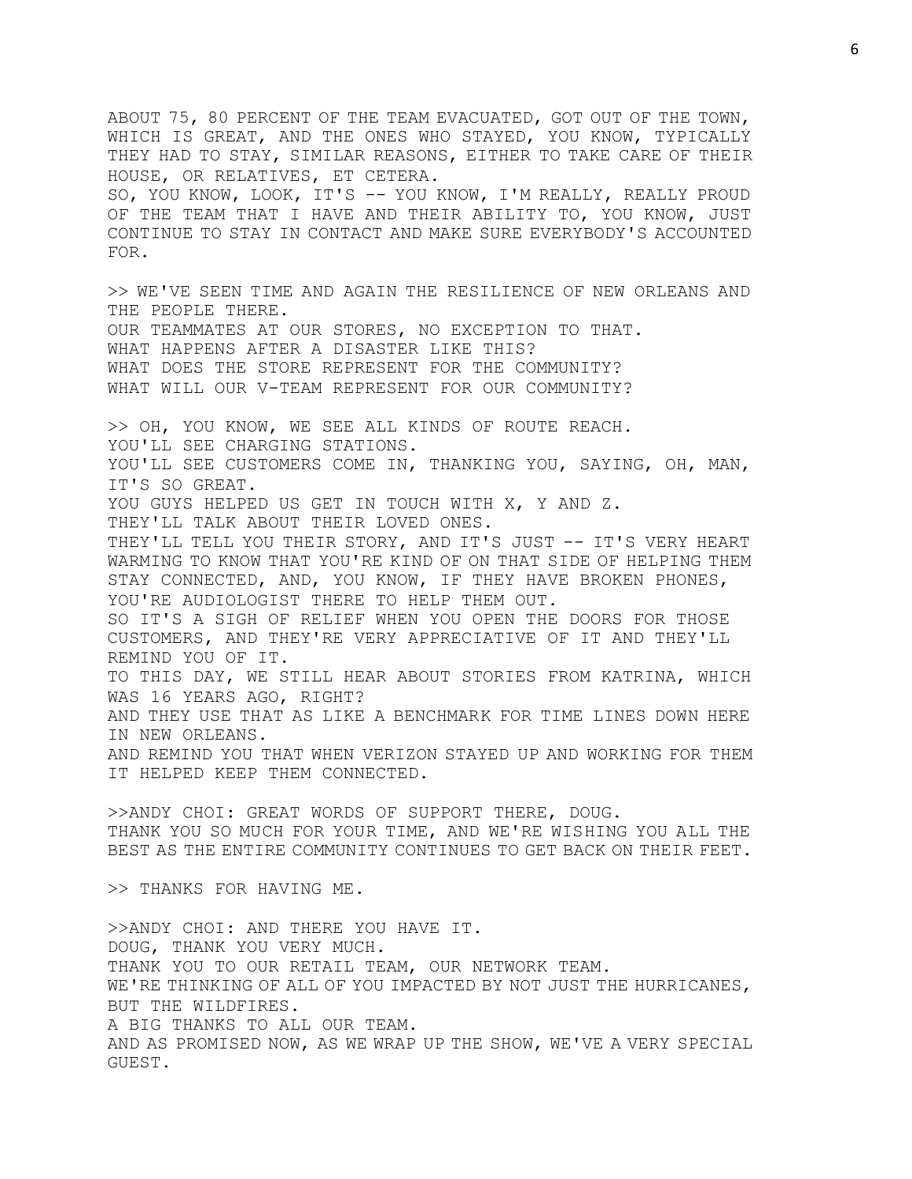ABOUT 75, 80 PERCENT OF THE TEAM EVACUATED, GOT OUT OF THE TOWN, WHICH IS GREAT, AND THE ONES WHO STAYED, YOU KNOW, TYPICALLY THEY HAD TO STAY, SIMILAR REASONS, EITHER TO TAKE CARE OF THEIR HOUSE, OR RELATIVES, ET CETERA.
SO, YOU KNOW, LOOK, IT'S -- YOU KNOW, I'M REALLY, REALLY PROUD OF THE TEAM THAT I HAVE AND THEIR ABILITY TO, YOU KNOW, JUST CONTINUE TO STAY IN CONTACT AND MAKE SURE EVERYBODY'S ACCOUNTED FOR.

>> WE'VE SEEN TIME AND AGAIN THE RESILIENCE OF NEW ORLEANS AND THE PEOPLE THERE.
OUR TEAMMATES AT OUR STORES, NO EXCEPTION TO THAT.
WHAT HAPPENS AFTER A DISASTER LIKE THIS?
WHAT DOES THE STORE REPRESENT FOR THE COMMUNITY?
WHAT WILL OUR V-TEAM REPRESENT FOR OUR COMMUNITY?

>> OH, YOU KNOW, WE SEE ALL KINDS OF ROUTE REACH.
YOU'LL SEE CHARGING STATIONS.
YOU'LL SEE CUSTOMERS COME IN, THANKING YOU, SAYING, OH, MAN, IT'S SO GREAT.
YOU GUYS HELPED US GET IN TOUCH WITH X, Y AND Z.
THEY'LL TALK ABOUT THEIR LOVED ONES.
THEY'LL TELL YOU THEIR STORY, AND IT'S JUST -- IT'S VERY HEART WARMING TO KNOW THAT YOU'RE KIND OF ON THAT SIDE OF HELPING THEM STAY CONNECTED, AND, YOU KNOW, IF THEY HAVE BROKEN PHONES, YOU'RE AUDIOLOGIST THERE TO HELP THEM OUT.
SO IT'S A SIGH OF RELIEF WHEN YOU OPEN THE DOORS FOR THOSE CUSTOMERS, AND THEY'RE VERY APPRECIATIVE OF IT AND THEY'LL REMIND YOU OF IT.
TO THIS DAY, WE STILL HEAR ABOUT STORIES FROM KATRINA, WHICH WAS 16 YEARS AGO, RIGHT?
AND THEY USE THAT AS LIKE A BENCHMARK FOR TIME LINES DOWN HERE IN NEW ORLEANS.
AND REMIND YOU THAT WHEN VERIZON STAYED UP AND WORKING FOR THEM IT HELPED KEEP THEM CONNECTED.

>>ANDY CHOI: GREAT WORDS OF SUPPORT THERE, DOUG.
THANK YOU SO MUCH FOR YOUR TIME, AND WE'RE WISHING YOU ALL THE BEST AS THE ENTIRE COMMUNITY CONTINUES TO GET BACK ON THEIR FEET.

>> THANKS FOR HAVING ME.

>>ANDY CHOI: AND THERE YOU HAVE IT.
DOUG, THANK YOU VERY MUCH.
THANK YOU TO OUR RETAIL TEAM, OUR NETWORK TEAM.
WE'RE THINKING OF ALL OF YOU IMPACTED BY NOT JUST THE HURRICANES, BUT THE WILDFIRES.
A BIG THANKS TO ALL OUR TEAM.
AND AS PROMISED NOW, AS WE WRAP UP THE SHOW, WE'VE A VERY SPECIAL GUEST.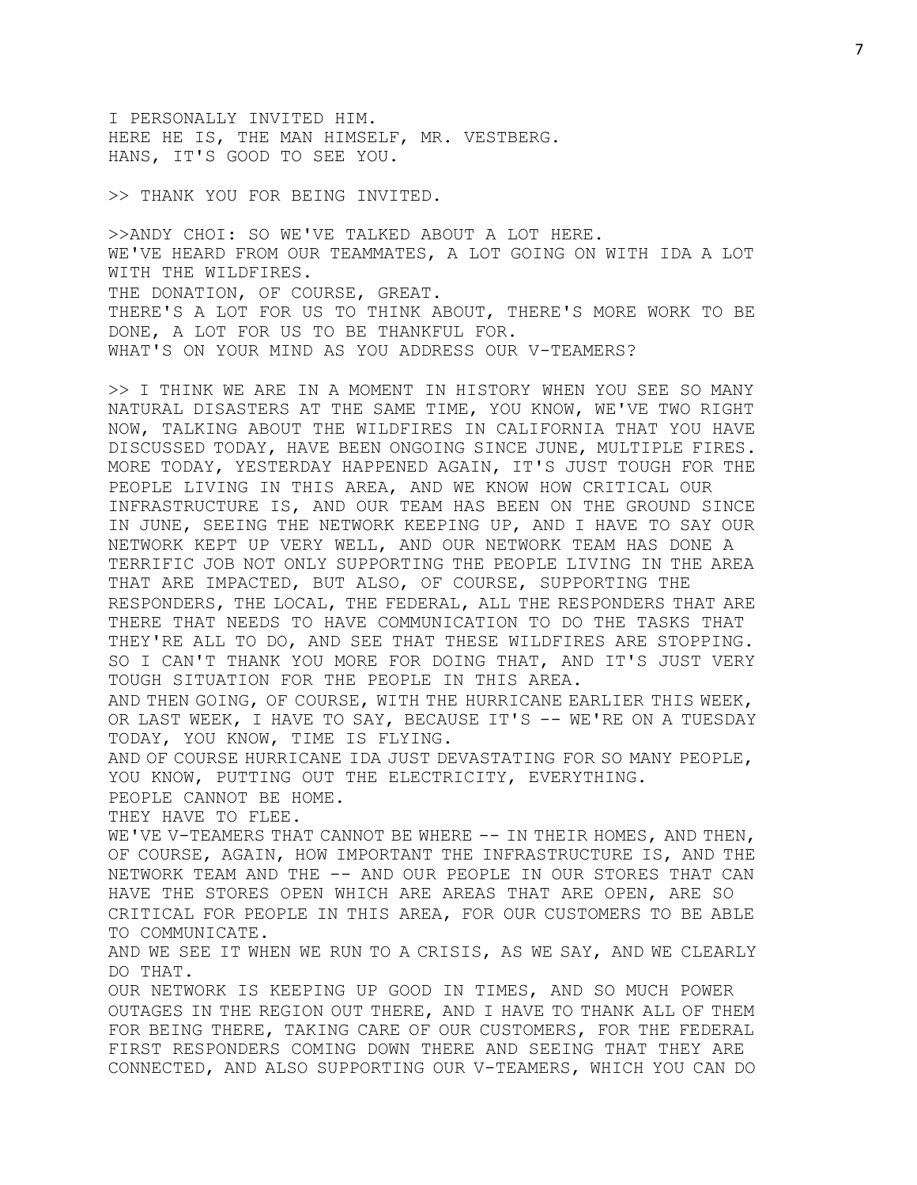I PERSONALLY INVITED HIM.
HERE HE IS, THE MAN HIMSELF, MR. VESTBERG.
HANS, IT'S GOOD TO SEE YOU.

>> THANK YOU FOR BEING INVITED.

>>ANDY CHOI: SO WE'VE TALKED ABOUT A LOT HERE.
WE'VE HEARD FROM OUR TEAMMATES, A LOT GOING ON WITH IDA A LOT WITH THE WILDFIRES.
THE DONATION, OF COURSE, GREAT.
THERE'S A LOT FOR US TO THINK ABOUT, THERE'S MORE WORK TO BE DONE, A LOT FOR US TO BE THANKFUL FOR.
WHAT'S ON YOUR MIND AS YOU ADDRESS OUR V-TEAMERS?

>> I THINK WE ARE IN A MOMENT IN HISTORY WHEN YOU SEE SO MANY NATURAL DISASTERS AT THE SAME TIME, YOU KNOW, WE'VE TWO RIGHT NOW, TALKING ABOUT THE WILDFIRES IN CALIFORNIA THAT YOU HAVE DISCUSSED TODAY, HAVE BEEN ONGOING SINCE JUNE, MULTIPLE FIRES. MORE TODAY, YESTERDAY HAPPENED AGAIN, IT'S JUST TOUGH FOR THE PEOPLE LIVING IN THIS AREA, AND WE KNOW HOW CRITICAL OUR INFRASTRUCTURE IS, AND OUR TEAM HAS BEEN ON THE GROUND SINCE IN JUNE, SEEING THE NETWORK KEEPING UP, AND I HAVE TO SAY OUR NETWORK KEPT UP VERY WELL, AND OUR NETWORK TEAM HAS DONE A TERRIFIC JOB NOT ONLY SUPPORTING THE PEOPLE LIVING IN THE AREA THAT ARE IMPACTED, BUT ALSO, OF COURSE, SUPPORTING THE RESPONDERS, THE LOCAL, THE FEDERAL, ALL THE RESPONDERS THAT ARE THERE THAT NEEDS TO HAVE COMMUNICATION TO DO THE TASKS THAT THEY'RE ALL TO DO, AND SEE THAT THESE WILDFIRES ARE STOPPING.
SO I CAN'T THANK YOU MORE FOR DOING THAT, AND IT'S JUST VERY TOUGH SITUATION FOR THE PEOPLE IN THIS AREA.
AND THEN GOING, OF COURSE, WITH THE HURRICANE EARLIER THIS WEEK, OR LAST WEEK, I HAVE TO SAY, BECAUSE IT'S -- WE'RE ON A TUESDAY TODAY, YOU KNOW, TIME IS FLYING.
AND OF COURSE HURRICANE IDA JUST DEVASTATING FOR SO MANY PEOPLE, YOU KNOW, PUTTING OUT THE ELECTRICITY, EVERYTHING.
PEOPLE CANNOT BE HOME.
THEY HAVE TO FLEE.
WE'VE V-TEAMERS THAT CANNOT BE WHERE -- IN THEIR HOMES, AND THEN, OF COURSE, AGAIN, HOW IMPORTANT THE INFRASTRUCTURE IS, AND THE NETWORK TEAM AND THE -- AND OUR PEOPLE IN OUR STORES THAT CAN HAVE THE STORES OPEN WHICH ARE AREAS THAT ARE OPEN, ARE SO CRITICAL FOR PEOPLE IN THIS AREA, FOR OUR CUSTOMERS TO BE ABLE TO COMMUNICATE.
AND WE SEE IT WHEN WE RUN TO A CRISIS, AS WE SAY, AND WE CLEARLY DO THAT.
OUR NETWORK IS KEEPING UP GOOD IN TIMES, AND SO MUCH POWER OUTAGES IN THE REGION OUT THERE, AND I HAVE TO THANK ALL OF THEM FOR BEING THERE, TAKING CARE OF OUR CUSTOMERS, FOR THE FEDERAL FIRST RESPONDERS COMING DOWN THERE AND SEEING THAT THEY ARE CONNECTED, AND ALSO SUPPORTING OUR V-TEAMERS, WHICH YOU CAN DO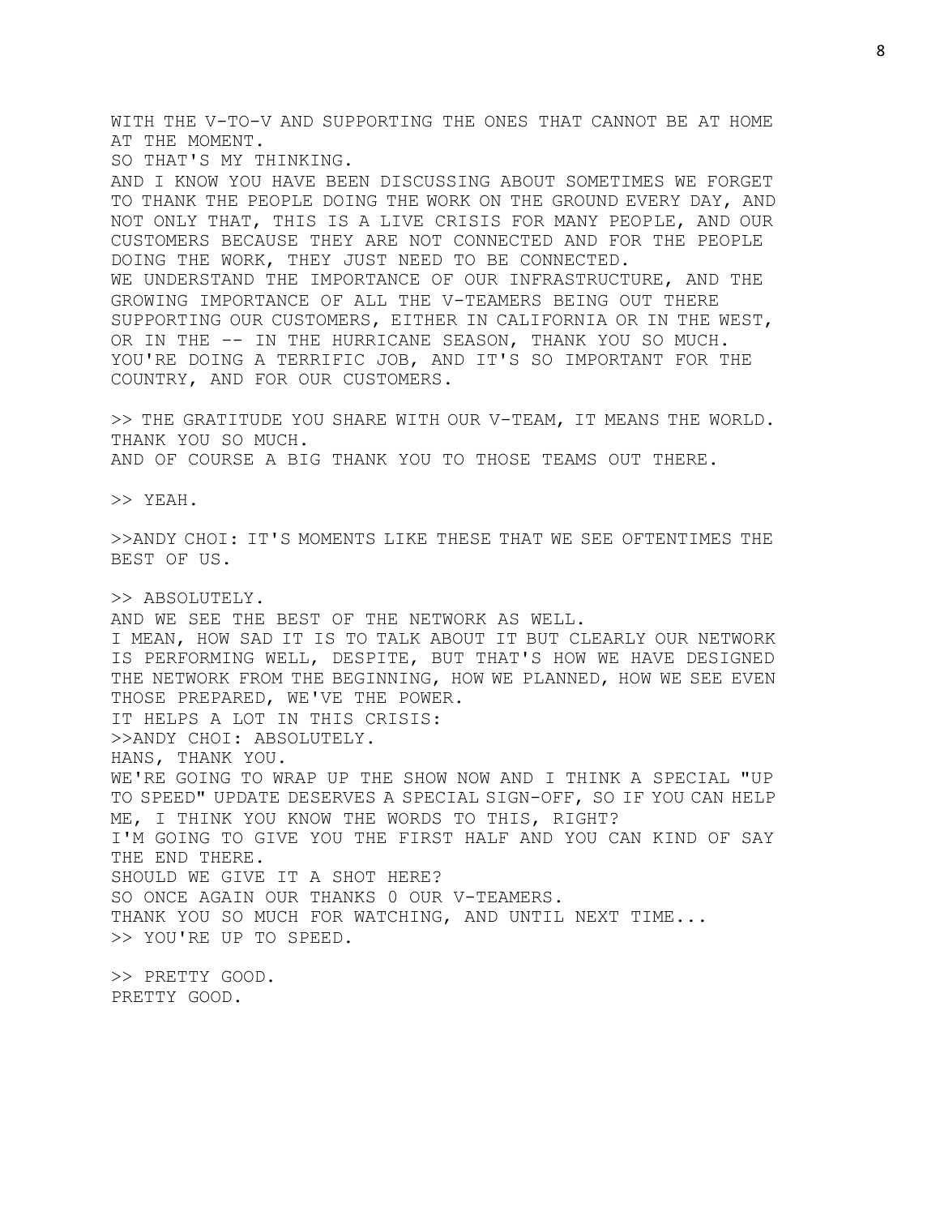WITH THE V-TO-V AND SUPPORTING THE ONES THAT CANNOT BE AT HOME AT THE MOMENT.
SO THAT'S MY THINKING.
AND I KNOW YOU HAVE BEEN DISCUSSING ABOUT SOMETIMES WE FORGET TO THANK THE PEOPLE DOING THE WORK ON THE GROUND EVERY DAY, AND NOT ONLY THAT, THIS IS A LIVE CRISIS FOR MANY PEOPLE, AND OUR CUSTOMERS BECAUSE THEY ARE NOT CONNECTED AND FOR THE PEOPLE DOING THE WORK, THEY JUST NEED TO BE CONNECTED.
WE UNDERSTAND THE IMPORTANCE OF OUR INFRASTRUCTURE, AND THE GROWING IMPORTANCE OF ALL THE V-TEAMERS BEING OUT THERE SUPPORTING OUR CUSTOMERS, EITHER IN CALIFORNIA OR IN THE WEST, OR IN THE -- IN THE HURRICANE SEASON, THANK YOU SO MUCH.
YOU'RE DOING A TERRIFIC JOB, AND IT'S SO IMPORTANT FOR THE COUNTRY, AND FOR OUR CUSTOMERS.

>> THE GRATITUDE YOU SHARE WITH OUR V-TEAM, IT MEANS THE WORLD.
THANK YOU SO MUCH.
AND OF COURSE A BIG THANK YOU TO THOSE TEAMS OUT THERE.

>> YEAH.

>>ANDY CHOI: IT'S MOMENTS LIKE THESE THAT WE SEE OFTENTIMES THE BEST OF US.

>> ABSOLUTELY.
AND WE SEE THE BEST OF THE NETWORK AS WELL.
I MEAN, HOW SAD IT IS TO TALK ABOUT IT BUT CLEARLY OUR NETWORK IS PERFORMING WELL, DESPITE, BUT THAT'S HOW WE HAVE DESIGNED THE NETWORK FROM THE BEGINNING, HOW WE PLANNED, HOW WE SEE EVEN THOSE PREPARED, WE'VE THE POWER.
IT HELPS A LOT IN THIS CRISIS:
>>ANDY CHOI: ABSOLUTELY.
HANS, THANK YOU.
WE'RE GOING TO WRAP UP THE SHOW NOW AND I THINK A SPECIAL "UP TO SPEED" UPDATE DESERVES A SPECIAL SIGN-OFF, SO IF YOU CAN HELP ME, I THINK YOU KNOW THE WORDS TO THIS, RIGHT?
I'M GOING TO GIVE YOU THE FIRST HALF AND YOU CAN KIND OF SAY THE END THERE.
SHOULD WE GIVE IT A SHOT HERE?
SO ONCE AGAIN OUR THANKS 0 OUR V-TEAMERS.
THANK YOU SO MUCH FOR WATCHING, AND UNTIL NEXT TIME...
>> YOU'RE UP TO SPEED.

>> PRETTY GOOD.
PRETTY GOOD.